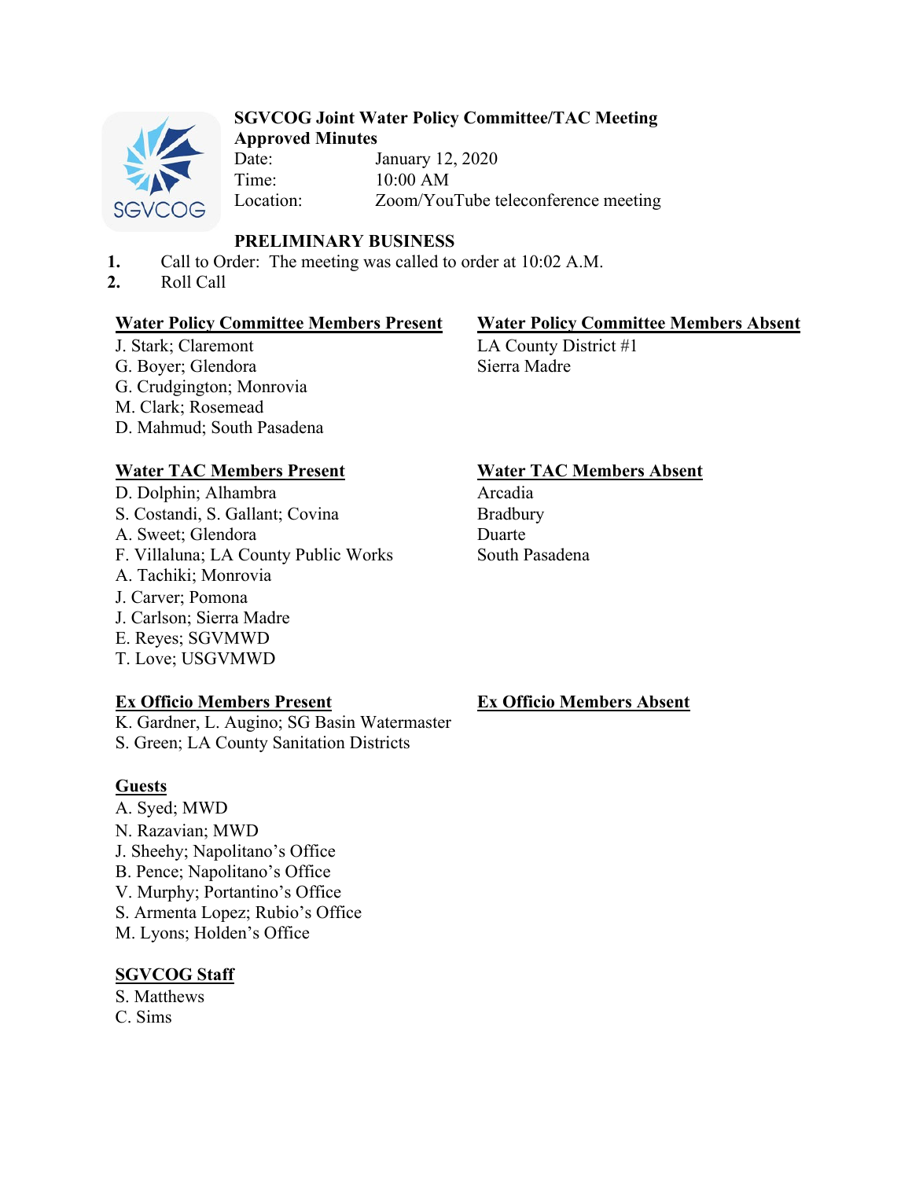# SGVCOG Joint Water Policy Committee/TAC Meeting
**Approved Minutes**

Date: January 12, 2020
Time: 10:00 AM
Location: Zoom/YouTube teleconference meeting

## PRELIMINARY BUSINESS

1. Call to Order: The meeting was called to order at 10:02 A.M.
2. Roll Call

**Water Policy Committee Members Present**
J. Stark; Claremont
G. Boyer; Glendora
G. Crudgington; Monrovia
M. Clark; Rosemead
D. Mahmud; South Pasadena

**Water Policy Committee Members Absent**
LA County District #1
Sierra Madre

**Water TAC Members Present**
D. Dolphin; Alhambra
S. Costandi, S. Gallant; Covina
A. Sweet; Glendora
F. Villaluna; LA County Public Works
A. Tachiki; Monrovia
J. Carver; Pomona
J. Carlson; Sierra Madre
E. Reyes; SGVMWD
T. Love; USGVMWD

**Water TAC Members Absent**
Arcadia
Bradbury
Duarte
South Pasadena

**Ex Officio Members Present**
K. Gardner, L. Augino; SG Basin Watermaster
S. Green; LA County Sanitation Districts

**Ex Officio Members Absent**

**Guests**
A. Syed; MWD
N. Razavian; MWD
J. Sheehy; Napolitano's Office
B. Pence; Napolitano's Office
V. Murphy; Portantino's Office
S. Armenta Lopez; Rubio's Office
M. Lyons; Holden's Office

**SGVCOG Staff**
S. Matthews
C. Sims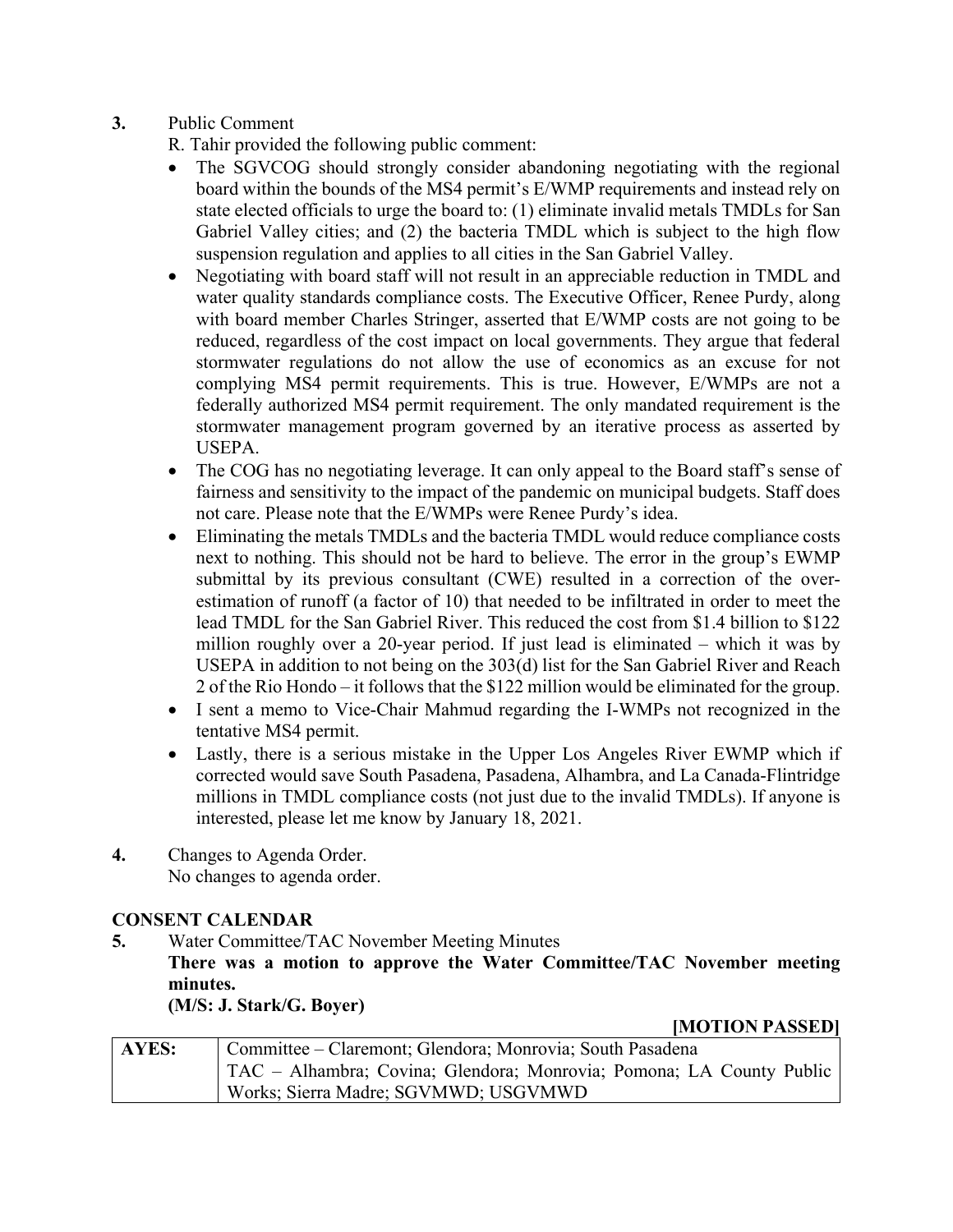**3.** Public Comment

R. Tahir provided the following public comment:

- The SGVCOG should strongly consider abandoning negotiating with the regional board within the bounds of the MS4 permit's E/WMP requirements and instead rely on state elected officials to urge the board to: (1) eliminate invalid metals TMDLs for San Gabriel Valley cities; and (2) the bacteria TMDL which is subject to the high flow suspension regulation and applies to all cities in the San Gabriel Valley.
- Negotiating with board staff will not result in an appreciable reduction in TMDL and water quality standards compliance costs. The Executive Officer, Renee Purdy, along with board member Charles Stringer, asserted that E/WMP costs are not going to be reduced, regardless of the cost impact on local governments. They argue that federal stormwater regulations do not allow the use of economics as an excuse for not complying MS4 permit requirements. This is true. However, E/WMPs are not a federally authorized MS4 permit requirement. The only mandated requirement is the stormwater management program governed by an iterative process as asserted by USEPA.
- The COG has no negotiating leverage. It can only appeal to the Board staff's sense of fairness and sensitivity to the impact of the pandemic on municipal budgets. Staff does not care. Please note that the E/WMPs were Renee Purdy's idea.
- Eliminating the metals TMDLs and the bacteria TMDL would reduce compliance costs next to nothing. This should not be hard to believe. The error in the group's EWMP submittal by its previous consultant (CWE) resulted in a correction of the over-estimation of runoff (a factor of 10) that needed to be infiltrated in order to meet the lead TMDL for the San Gabriel River. This reduced the cost from $1.4 billion to $122 million roughly over a 20-year period. If just lead is eliminated – which it was by USEPA in addition to not being on the 303(d) list for the San Gabriel River and Reach 2 of the Rio Hondo – it follows that the $122 million would be eliminated for the group.
- I sent a memo to Vice-Chair Mahmud regarding the I-WMPs not recognized in the tentative MS4 permit.
- Lastly, there is a serious mistake in the Upper Los Angeles River EWMP which if corrected would save South Pasadena, Pasadena, Alhambra, and La Canada-Flintridge millions in TMDL compliance costs (not just due to the invalid TMDLs). If anyone is interested, please let me know by January 18, 2021.

**4.** Changes to Agenda Order.

No changes to agenda order.

## CONSENT CALENDAR

**5.** Water Committee/TAC November Meeting Minutes

**There was a motion to approve the Water Committee/TAC November meeting minutes.**

**(M/S: J. Stark/G. Boyer)**

**[MOTION PASSED]**

| **AYES:** | Committee – Claremont; Glendora; Monrovia; South Pasadena<br>TAC – Alhambra; Covina; Glendora; Monrovia; Pomona; LA County Public Works; Sierra Madre; SGVMWD; USGVMWD |
|---|---|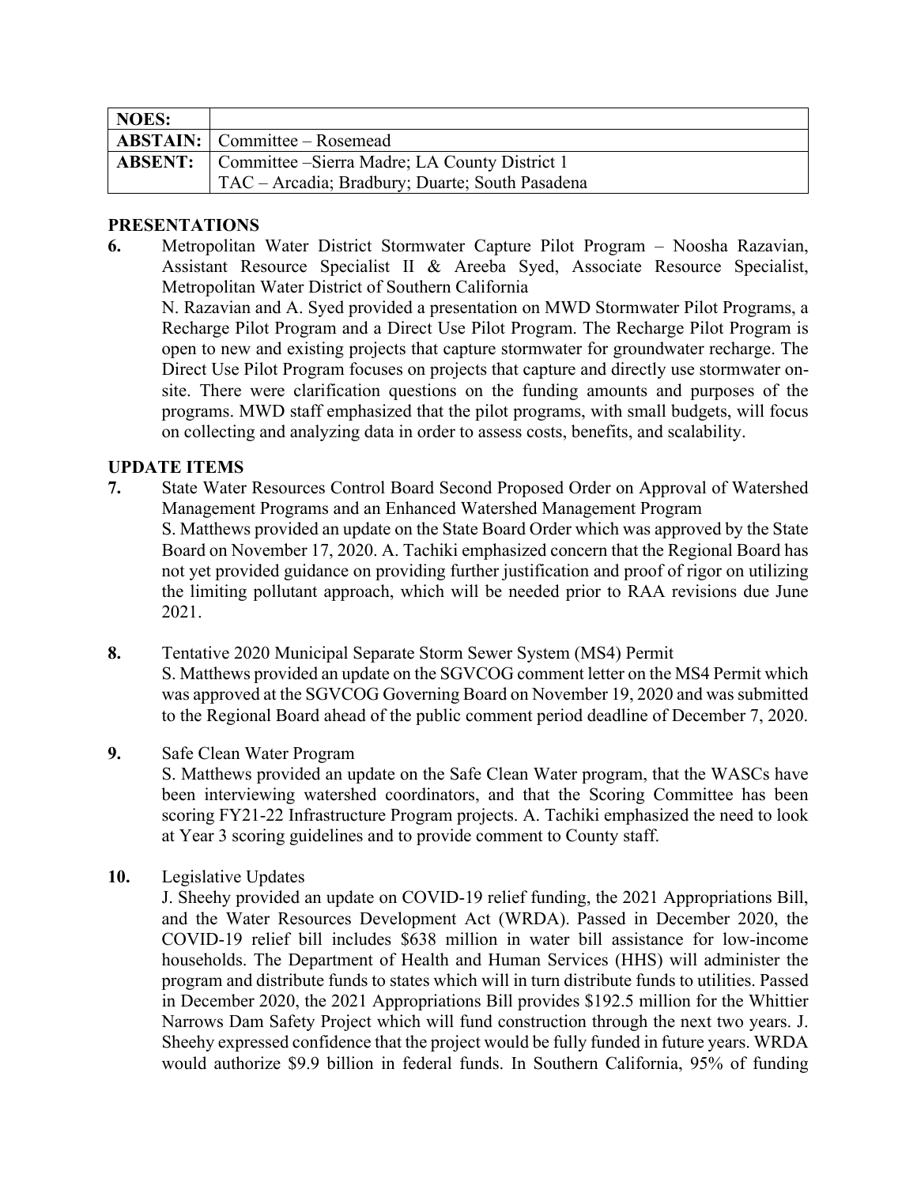| NOES: | |
|---|---|
| **ABSTAIN:** | Committee – Rosemead |
| **ABSENT:** | Committee –Sierra Madre; LA County District 1<br>TAC – Arcadia; Bradbury; Duarte; South Pasadena |

**PRESENTATIONS**

**6.** Metropolitan Water District Stormwater Capture Pilot Program – Noosha Razavian, Assistant Resource Specialist II & Areeba Syed, Associate Resource Specialist, Metropolitan Water District of Southern California

N. Razavian and A. Syed provided a presentation on MWD Stormwater Pilot Programs, a Recharge Pilot Program and a Direct Use Pilot Program. The Recharge Pilot Program is open to new and existing projects that capture stormwater for groundwater recharge. The Direct Use Pilot Program focuses on projects that capture and directly use stormwater on-site. There were clarification questions on the funding amounts and purposes of the programs. MWD staff emphasized that the pilot programs, with small budgets, will focus on collecting and analyzing data in order to assess costs, benefits, and scalability.

**UPDATE ITEMS**

**7.** State Water Resources Control Board Second Proposed Order on Approval of Watershed Management Programs and an Enhanced Watershed Management Program

S. Matthews provided an update on the State Board Order which was approved by the State Board on November 17, 2020. A. Tachiki emphasized concern that the Regional Board has not yet provided guidance on providing further justification and proof of rigor on utilizing the limiting pollutant approach, which will be needed prior to RAA revisions due June 2021.

**8.** Tentative 2020 Municipal Separate Storm Sewer System (MS4) Permit

S. Matthews provided an update on the SGVCOG comment letter on the MS4 Permit which was approved at the SGVCOG Governing Board on November 19, 2020 and was submitted to the Regional Board ahead of the public comment period deadline of December 7, 2020.

**9.** Safe Clean Water Program

S. Matthews provided an update on the Safe Clean Water program, that the WASCs have been interviewing watershed coordinators, and that the Scoring Committee has been scoring FY21-22 Infrastructure Program projects. A. Tachiki emphasized the need to look at Year 3 scoring guidelines and to provide comment to County staff.

**10.** Legislative Updates

J. Sheehy provided an update on COVID-19 relief funding, the 2021 Appropriations Bill, and the Water Resources Development Act (WRDA). Passed in December 2020, the COVID-19 relief bill includes $638 million in water bill assistance for low-income households. The Department of Health and Human Services (HHS) will administer the program and distribute funds to states which will in turn distribute funds to utilities. Passed in December 2020, the 2021 Appropriations Bill provides $192.5 million for the Whittier Narrows Dam Safety Project which will fund construction through the next two years. J. Sheehy expressed confidence that the project would be fully funded in future years. WRDA would authorize $9.9 billion in federal funds. In Southern California, 95% of funding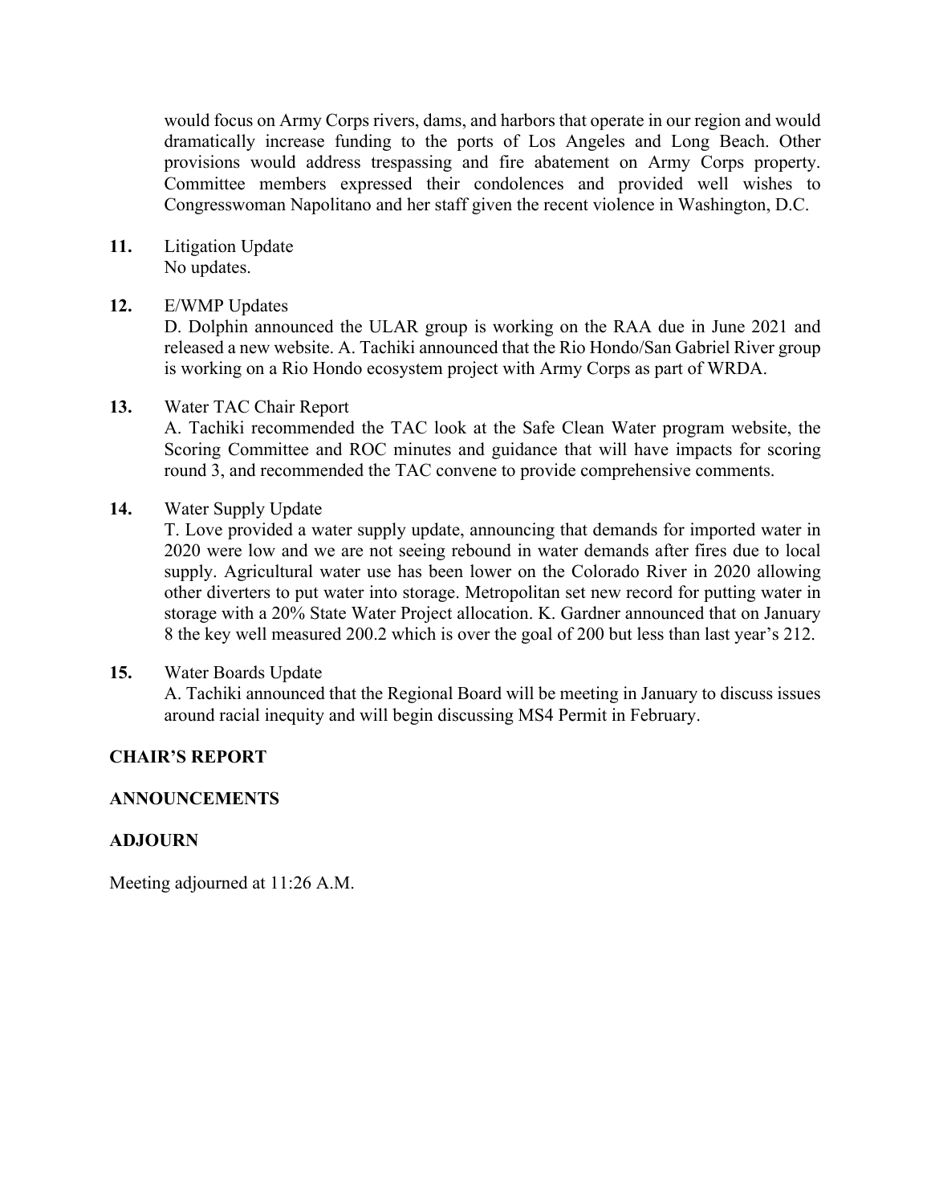would focus on Army Corps rivers, dams, and harbors that operate in our region and would dramatically increase funding to the ports of Los Angeles and Long Beach. Other provisions would address trespassing and fire abatement on Army Corps property. Committee members expressed their condolences and provided well wishes to Congresswoman Napolitano and her staff given the recent violence in Washington, D.C.

**11.** Litigation Update
No updates.

**12.** E/WMP Updates
D. Dolphin announced the ULAR group is working on the RAA due in June 2021 and released a new website. A. Tachiki announced that the Rio Hondo/San Gabriel River group is working on a Rio Hondo ecosystem project with Army Corps as part of WRDA.

**13.** Water TAC Chair Report
A. Tachiki recommended the TAC look at the Safe Clean Water program website, the Scoring Committee and ROC minutes and guidance that will have impacts for scoring round 3, and recommended the TAC convene to provide comprehensive comments.

**14.** Water Supply Update
T. Love provided a water supply update, announcing that demands for imported water in 2020 were low and we are not seeing rebound in water demands after fires due to local supply. Agricultural water use has been lower on the Colorado River in 2020 allowing other diverters to put water into storage. Metropolitan set new record for putting water in storage with a 20% State Water Project allocation. K. Gardner announced that on January 8 the key well measured 200.2 which is over the goal of 200 but less than last year's 212.

**15.** Water Boards Update
A. Tachiki announced that the Regional Board will be meeting in January to discuss issues around racial inequity and will begin discussing MS4 Permit in February.

**CHAIR'S REPORT**

**ANNOUNCEMENTS**

**ADJOURN**

Meeting adjourned at 11:26 A.M.